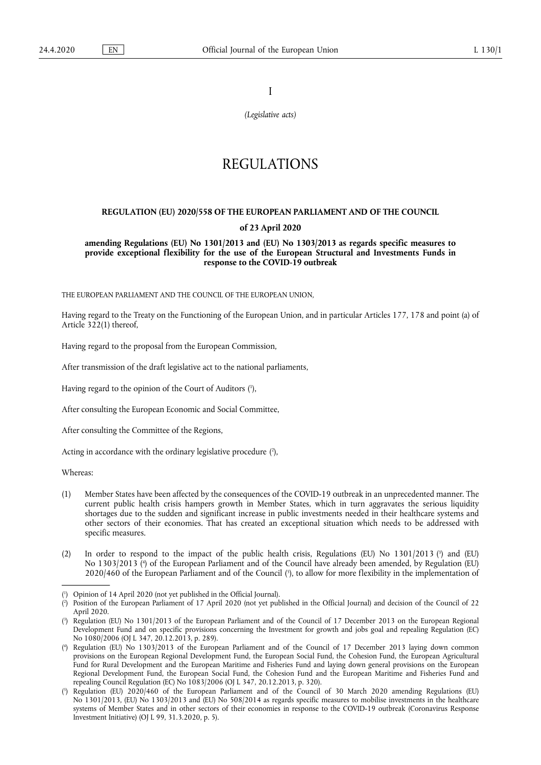I

*(Legislative acts)*

# REGULATIONS

## REGULATION (EU) 2020/558 OF THE EUROPEAN PARLIAMENT AND OF THE COUNCIL

### of 23 April 2020

### amending Regulations (EU) No 1301/2013 and (EU) No 1303/2013 as regards specific measures to provide exceptional flexibility for the use of the European Structural and Investments Funds in response to the COVID-19 outbreak

THE EUROPEAN PARLIAMENT AND THE COUNCIL OF THE EUROPEAN UNION,

Having regard to the Treaty on the Functioning of the European Union, and in particular Articles 177, 178 and point (a) of Article 322(1) thereof,

Having regard to the proposal from the European Commission,

After transmission of the draft legislative act to the national parliaments,

Having regard to the opinion of the Court of Auditors [1],

After consulting the European Economic and Social Committee,

After consulting the Committee of the Regions,

Acting in accordance with the ordinary legislative procedure [2],

Whereas:

(1) Member States have been affected by the consequences of the COVID-19 outbreak in an unprecedented manner. The current public health crisis hampers growth in Member States, which in turn aggravates the serious liquidity shortages due to the sudden and significant increase in public investments needed in their healthcare systems and other sectors of their economies. That has created an exceptional situation which needs to be addressed with specific measures.

(2) In order to respond to the impact of the public health crisis, Regulations (EU) No 1301/2013 [3] and (EU) No 1303/2013 [4] of the European Parliament and of the Council have already been amended, by Regulation (EU) 2020/460 of the European Parliament and of the Council [5], to allow for more flexibility in the implementation of

---

[1] Opinion of 14 April 2020 (not yet published in the Official Journal).

[2] Position of the European Parliament of 17 April 2020 (not yet published in the Official Journal) and decision of the Council of 22 April 2020.

[3] Regulation (EU) No 1301/2013 of the European Parliament and of the Council of 17 December 2013 on the European Regional Development Fund and on specific provisions concerning the Investment for growth and jobs goal and repealing Regulation (EC) No 1080/2006 (OJ L 347, 20.12.2013, p. 289).

[4] Regulation (EU) No 1303/2013 of the European Parliament and of the Council of 17 December 2013 laying down common provisions on the European Regional Development Fund, the European Social Fund, the Cohesion Fund, the European Agricultural Fund for Rural Development and the European Maritime and Fisheries Fund and laying down general provisions on the European Regional Development Fund, the European Social Fund, the Cohesion Fund and the European Maritime and Fisheries Fund and repealing Council Regulation (EC) No 1083/2006 (OJ L 347, 20.12.2013, p. 320).

[5] Regulation (EU) 2020/460 of the European Parliament and of the Council of 30 March 2020 amending Regulations (EU) No 1301/2013, (EU) No 1303/2013 and (EU) No 508/2014 as regards specific measures to mobilise investments in the healthcare systems of Member States and in other sectors of their economies in response to the COVID-19 outbreak (Coronavirus Response Investment Initiative) (OJ L 99, 31.3.2020, p. 5).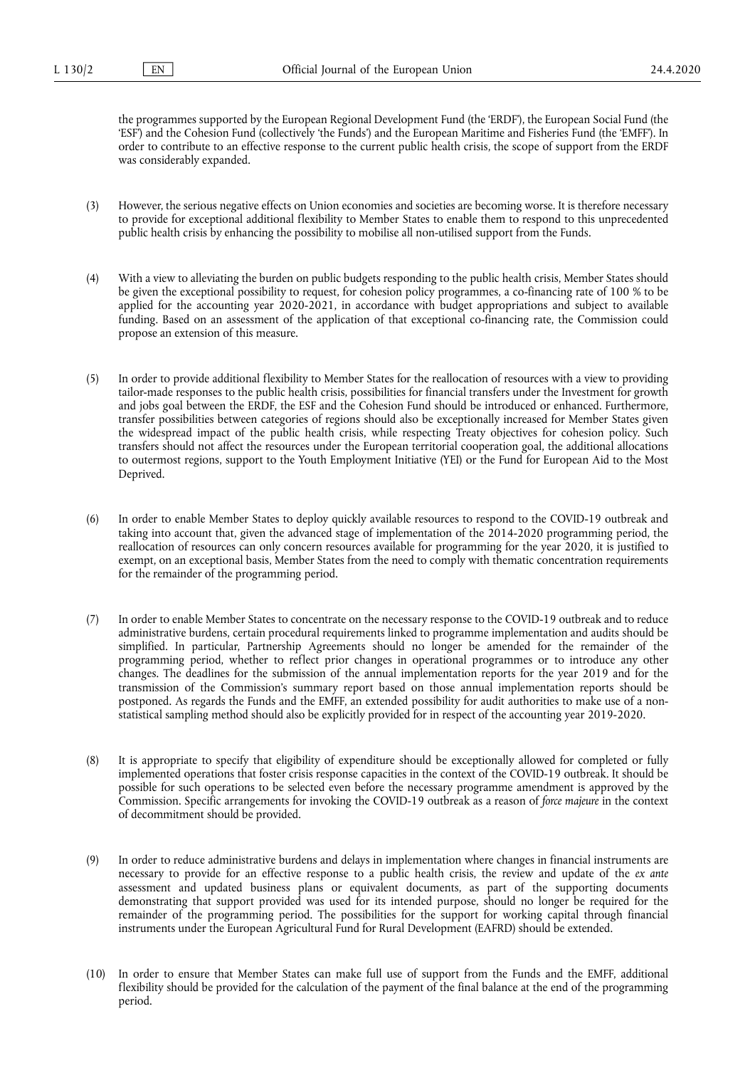the programmes supported by the European Regional Development Fund (the 'ERDF'), the European Social Fund (the 'ESF') and the Cohesion Fund (collectively 'the Funds') and the European Maritime and Fisheries Fund (the 'EMFF'). In order to contribute to an effective response to the current public health crisis, the scope of support from the ERDF was considerably expanded.

(3) However, the serious negative effects on Union economies and societies are becoming worse. It is therefore necessary to provide for exceptional additional flexibility to Member States to enable them to respond to this unprecedented public health crisis by enhancing the possibility to mobilise all non-utilised support from the Funds.

(4) With a view to alleviating the burden on public budgets responding to the public health crisis, Member States should be given the exceptional possibility to request, for cohesion policy programmes, a co-financing rate of 100 % to be applied for the accounting year 2020-2021, in accordance with budget appropriations and subject to available funding. Based on an assessment of the application of that exceptional co-financing rate, the Commission could propose an extension of this measure.

(5) In order to provide additional flexibility to Member States for the reallocation of resources with a view to providing tailor-made responses to the public health crisis, possibilities for financial transfers under the Investment for growth and jobs goal between the ERDF, the ESF and the Cohesion Fund should be introduced or enhanced. Furthermore, transfer possibilities between categories of regions should also be exceptionally increased for Member States given the widespread impact of the public health crisis, while respecting Treaty objectives for cohesion policy. Such transfers should not affect the resources under the European territorial cooperation goal, the additional allocations to outermost regions, support to the Youth Employment Initiative (YEI) or the Fund for European Aid to the Most Deprived.

(6) In order to enable Member States to deploy quickly available resources to respond to the COVID-19 outbreak and taking into account that, given the advanced stage of implementation of the 2014-2020 programming period, the reallocation of resources can only concern resources available for programming for the year 2020, it is justified to exempt, on an exceptional basis, Member States from the need to comply with thematic concentration requirements for the remainder of the programming period.

(7) In order to enable Member States to concentrate on the necessary response to the COVID-19 outbreak and to reduce administrative burdens, certain procedural requirements linked to programme implementation and audits should be simplified. In particular, Partnership Agreements should no longer be amended for the remainder of the programming period, whether to reflect prior changes in operational programmes or to introduce any other changes. The deadlines for the submission of the annual implementation reports for the year 2019 and for the transmission of the Commission's summary report based on those annual implementation reports should be postponed. As regards the Funds and the EMFF, an extended possibility for audit authorities to make use of a non-statistical sampling method should also be explicitly provided for in respect of the accounting year 2019-2020.

(8) It is appropriate to specify that eligibility of expenditure should be exceptionally allowed for completed or fully implemented operations that foster crisis response capacities in the context of the COVID-19 outbreak. It should be possible for such operations to be selected even before the necessary programme amendment is approved by the Commission. Specific arrangements for invoking the COVID-19 outbreak as a reason of *force majeure* in the context of decommitment should be provided.

(9) In order to reduce administrative burdens and delays in implementation where changes in financial instruments are necessary to provide for an effective response to a public health crisis, the review and update of the *ex ante* assessment and updated business plans or equivalent documents, as part of the supporting documents demonstrating that support provided was used for its intended purpose, should no longer be required for the remainder of the programming period. The possibilities for the support for working capital through financial instruments under the European Agricultural Fund for Rural Development (EAFRD) should be extended.

(10) In order to ensure that Member States can make full use of support from the Funds and the EMFF, additional flexibility should be provided for the calculation of the payment of the final balance at the end of the programming period.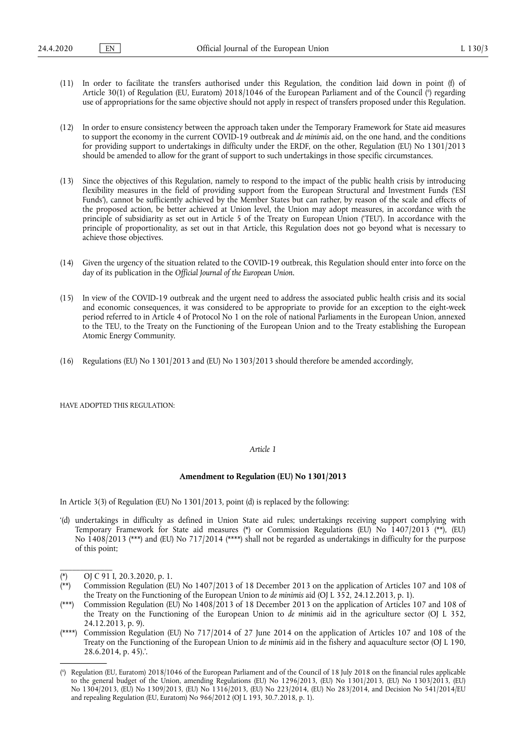(11) In order to facilitate the transfers authorised under this Regulation, the condition laid down in point (f) of Article 30(1) of Regulation (EU, Euratom) 2018/1046 of the European Parliament and of the Council [6] regarding use of appropriations for the same objective should not apply in respect of transfers proposed under this Regulation.

(12) In order to ensure consistency between the approach taken under the Temporary Framework for State aid measures to support the economy in the current COVID-19 outbreak and *de minimis* aid, on the one hand, and the conditions for providing support to undertakings in difficulty under the ERDF, on the other, Regulation (EU) No 1301/2013 should be amended to allow for the grant of support to such undertakings in those specific circumstances.

(13) Since the objectives of this Regulation, namely to respond to the impact of the public health crisis by introducing flexibility measures in the field of providing support from the European Structural and Investment Funds ('ESI Funds'), cannot be sufficiently achieved by the Member States but can rather, by reason of the scale and effects of the proposed action, be better achieved at Union level, the Union may adopt measures, in accordance with the principle of subsidiarity as set out in Article 5 of the Treaty on European Union ('TEU'). In accordance with the principle of proportionality, as set out in that Article, this Regulation does not go beyond what is necessary to achieve those objectives.

(14) Given the urgency of the situation related to the COVID-19 outbreak, this Regulation should enter into force on the day of its publication in the *Official Journal of the European Union*.

(15) In view of the COVID-19 outbreak and the urgent need to address the associated public health crisis and its social and economic consequences, it was considered to be appropriate to provide for an exception to the eight-week period referred to in Article 4 of Protocol No 1 on the role of national Parliaments in the European Union, annexed to the TEU, to the Treaty on the Functioning of the European Union and to the Treaty establishing the European Atomic Energy Community.

(16) Regulations (EU) No 1301/2013 and (EU) No 1303/2013 should therefore be amended accordingly,

HAVE ADOPTED THIS REGULATION:

*Article 1*

**Amendment to Regulation (EU) No 1301/2013**

In Article 3(3) of Regulation (EU) No 1301/2013, point (d) is replaced by the following:

'(d) undertakings in difficulty as defined in Union State aid rules; undertakings receiving support complying with Temporary Framework for State aid measures (*) or Commission Regulations (EU) No 1407/2013 (**), (EU) No 1408/2013 (***) and (EU) No 717/2014 (****) shall not be regarded as undertakings in difficulty for the purpose of this point;

(*) OJ C 91 I, 20.3.2020, p. 1.

(**) Commission Regulation (EU) No 1407/2013 of 18 December 2013 on the application of Articles 107 and 108 of the Treaty on the Functioning of the European Union to *de minimis* aid (OJ L 352, 24.12.2013, p. 1).

(***) Commission Regulation (EU) No 1408/2013 of 18 December 2013 on the application of Articles 107 and 108 of the Treaty on the Functioning of the European Union to *de minimis* aid in the agriculture sector (OJ L 352, 24.12.2013, p. 9).

(****) Commission Regulation (EU) No 717/2014 of 27 June 2014 on the application of Articles 107 and 108 of the Treaty on the Functioning of the European Union to *de minimis* aid in the fishery and aquaculture sector (OJ L 190, 28.6.2014, p. 45).'.

---

[6] Regulation (EU, Euratom) 2018/1046 of the European Parliament and of the Council of 18 July 2018 on the financial rules applicable to the general budget of the Union, amending Regulations (EU) No 1296/2013, (EU) No 1301/2013, (EU) No 1303/2013, (EU) No 1304/2013, (EU) No 1309/2013, (EU) No 1316/2013, (EU) No 223/2014, (EU) No 283/2014, and Decision No 541/2014/EU and repealing Regulation (EU, Euratom) No 966/2012 (OJ L 193, 30.7.2018, p. 1).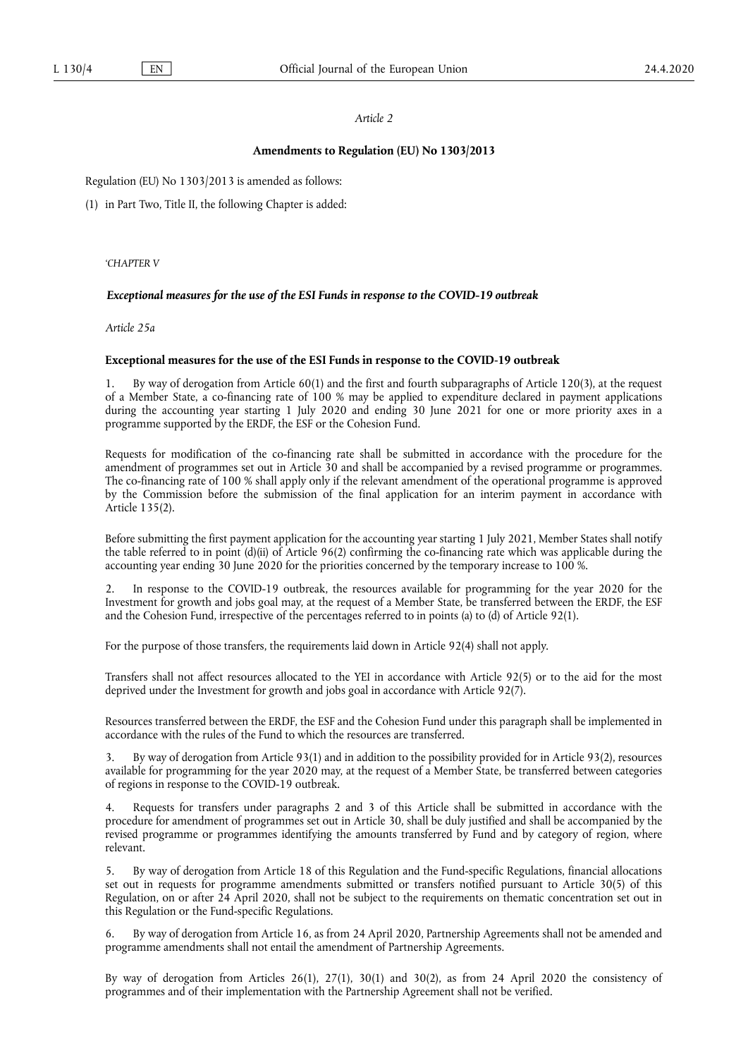*Article 2*

**Amendments to Regulation (EU) No 1303/2013**

Regulation (EU) No 1303/2013 is amended as follows:

(1) in Part Two, Title II, the following Chapter is added:

'*CHAPTER V*

***Exceptional measures for the use of the ESI Funds in response to the COVID-19 outbreak***

*Article 25a*

**Exceptional measures for the use of the ESI Funds in response to the COVID-19 outbreak**

1. By way of derogation from Article 60(1) and the first and fourth subparagraphs of Article 120(3), at the request of a Member State, a co-financing rate of 100 % may be applied to expenditure declared in payment applications during the accounting year starting 1 July 2020 and ending 30 June 2021 for one or more priority axes in a programme supported by the ERDF, the ESF or the Cohesion Fund.

Requests for modification of the co-financing rate shall be submitted in accordance with the procedure for the amendment of programmes set out in Article 30 and shall be accompanied by a revised programme or programmes. The co-financing rate of 100 % shall apply only if the relevant amendment of the operational programme is approved by the Commission before the submission of the final application for an interim payment in accordance with Article 135(2).

Before submitting the first payment application for the accounting year starting 1 July 2021, Member States shall notify the table referred to in point (d)(ii) of Article 96(2) confirming the co-financing rate which was applicable during the accounting year ending 30 June 2020 for the priorities concerned by the temporary increase to 100 %.

2. In response to the COVID-19 outbreak, the resources available for programming for the year 2020 for the Investment for growth and jobs goal may, at the request of a Member State, be transferred between the ERDF, the ESF and the Cohesion Fund, irrespective of the percentages referred to in points (a) to (d) of Article 92(1).

For the purpose of those transfers, the requirements laid down in Article 92(4) shall not apply.

Transfers shall not affect resources allocated to the YEI in accordance with Article 92(5) or to the aid for the most deprived under the Investment for growth and jobs goal in accordance with Article 92(7).

Resources transferred between the ERDF, the ESF and the Cohesion Fund under this paragraph shall be implemented in accordance with the rules of the Fund to which the resources are transferred.

3. By way of derogation from Article 93(1) and in addition to the possibility provided for in Article 93(2), resources available for programming for the year 2020 may, at the request of a Member State, be transferred between categories of regions in response to the COVID-19 outbreak.

4. Requests for transfers under paragraphs 2 and 3 of this Article shall be submitted in accordance with the procedure for amendment of programmes set out in Article 30, shall be duly justified and shall be accompanied by the revised programme or programmes identifying the amounts transferred by Fund and by category of region, where relevant.

5. By way of derogation from Article 18 of this Regulation and the Fund-specific Regulations, financial allocations set out in requests for programme amendments submitted or transfers notified pursuant to Article 30(5) of this Regulation, on or after 24 April 2020, shall not be subject to the requirements on thematic concentration set out in this Regulation or the Fund-specific Regulations.

6. By way of derogation from Article 16, as from 24 April 2020, Partnership Agreements shall not be amended and programme amendments shall not entail the amendment of Partnership Agreements.

By way of derogation from Articles 26(1), 27(1), 30(1) and 30(2), as from 24 April 2020 the consistency of programmes and of their implementation with the Partnership Agreement shall not be verified.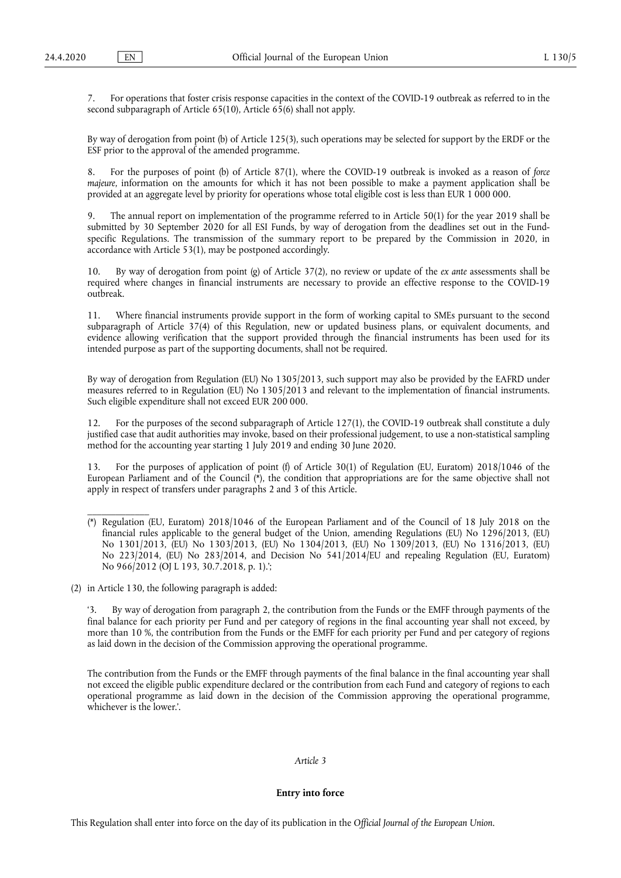7. For operations that foster crisis response capacities in the context of the COVID-19 outbreak as referred to in the second subparagraph of Article 65(10), Article 65(6) shall not apply.

By way of derogation from point (b) of Article 125(3), such operations may be selected for support by the ERDF or the ESF prior to the approval of the amended programme.

8. For the purposes of point (b) of Article 87(1), where the COVID-19 outbreak is invoked as a reason of *force majeure*, information on the amounts for which it has not been possible to make a payment application shall be provided at an aggregate level by priority for operations whose total eligible cost is less than EUR 1 000 000.

9. The annual report on implementation of the programme referred to in Article 50(1) for the year 2019 shall be submitted by 30 September 2020 for all ESI Funds, by way of derogation from the deadlines set out in the Fund-specific Regulations. The transmission of the summary report to be prepared by the Commission in 2020, in accordance with Article 53(1), may be postponed accordingly.

10. By way of derogation from point (g) of Article 37(2), no review or update of the *ex ante* assessments shall be required where changes in financial instruments are necessary to provide an effective response to the COVID-19 outbreak.

11. Where financial instruments provide support in the form of working capital to SMEs pursuant to the second subparagraph of Article 37(4) of this Regulation, new or updated business plans, or equivalent documents, and evidence allowing verification that the support provided through the financial instruments has been used for its intended purpose as part of the supporting documents, shall not be required.

By way of derogation from Regulation (EU) No 1305/2013, such support may also be provided by the EAFRD under measures referred to in Regulation (EU) No 1305/2013 and relevant to the implementation of financial instruments. Such eligible expenditure shall not exceed EUR 200 000.

12. For the purposes of the second subparagraph of Article 127(1), the COVID-19 outbreak shall constitute a duly justified case that audit authorities may invoke, based on their professional judgement, to use a non-statistical sampling method for the accounting year starting 1 July 2019 and ending 30 June 2020.

13. For the purposes of application of point (f) of Article 30(1) of Regulation (EU, Euratom) 2018/1046 of the European Parliament and of the Council (*), the condition that appropriations are for the same objective shall not apply in respect of transfers under paragraphs 2 and 3 of this Article.

(*) Regulation (EU, Euratom) 2018/1046 of the European Parliament and of the Council of 18 July 2018 on the financial rules applicable to the general budget of the Union, amending Regulations (EU) No 1296/2013, (EU) No 1301/2013, (EU) No 1303/2013, (EU) No 1304/2013, (EU) No 1309/2013, (EU) No 1316/2013, (EU) No 223/2014, (EU) No 283/2014, and Decision No 541/2014/EU and repealing Regulation (EU, Euratom) No 966/2012 (OJ L 193, 30.7.2018, p. 1).';

(2) in Article 130, the following paragraph is added:

'3. By way of derogation from paragraph 2, the contribution from the Funds or the EMFF through payments of the final balance for each priority per Fund and per category of regions in the final accounting year shall not exceed, by more than 10 %, the contribution from the Funds or the EMFF for each priority per Fund and per category of regions as laid down in the decision of the Commission approving the operational programme.

The contribution from the Funds or the EMFF through payments of the final balance in the final accounting year shall not exceed the eligible public expenditure declared or the contribution from each Fund and category of regions to each operational programme as laid down in the decision of the Commission approving the operational programme, whichever is the lower.'.

*Article 3*

**Entry into force**

This Regulation shall enter into force on the day of its publication in the *Official Journal of the European Union*.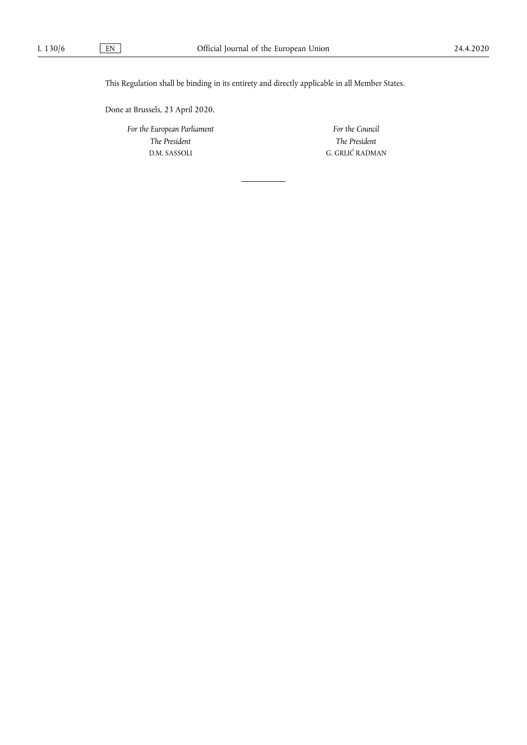This Regulation shall be binding in its entirety and directly applicable in all Member States.

Done at Brussels, 23 April 2020.

| | |
|---|---|
| *For the European Parliament* | *For the Council* |
| *The President* | *The President* |
| D.M. SASSOLI | G. GRLIĆ RADMAN |